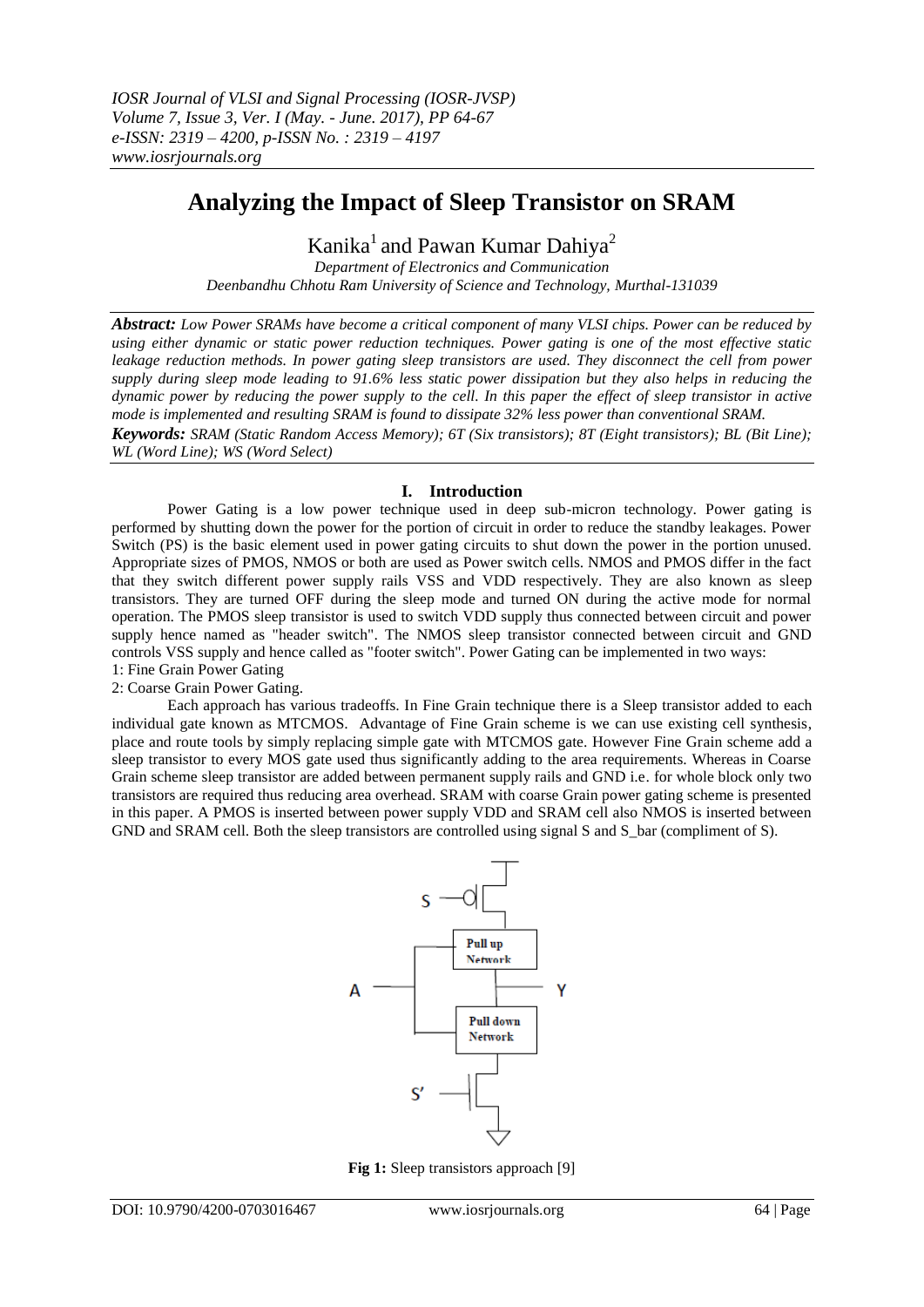# Analyzing the Impact of Sleep Transistor on SRAM

Kanika[1] and Pawan Kumar Dahiya[2]

*Department of Electronics and Communication*
*Deenbandhu Chhotu Ram University of Science and Technology, Murthal-131039*

***Abstract:*** *Low Power SRAMs have become a critical component of many VLSI chips. Power can be reduced by using either dynamic or static power reduction techniques. Power gating is one of the most effective static leakage reduction methods. In power gating sleep transistors are used. They disconnect the cell from power supply during sleep mode leading to 91.6% less static power dissipation but they also helps in reducing the dynamic power by reducing the power supply to the cell. In this paper the effect of sleep transistor in active mode is implemented and resulting SRAM is found to dissipate 32% less power than conventional SRAM.*

***Keywords:*** *SRAM (Static Random Access Memory); 6T (Six transistors); 8T (Eight transistors); BL (Bit Line); WL (Word Line); WS (Word Select)*

## I. Introduction

Power Gating is a low power technique used in deep sub-micron technology. Power gating is performed by shutting down the power for the portion of circuit in order to reduce the standby leakages. Power Switch (PS) is the basic element used in power gating circuits to shut down the power in the portion unused. Appropriate sizes of PMOS, NMOS or both are used as Power switch cells. NMOS and PMOS differ in the fact that they switch different power supply rails VSS and VDD respectively. They are also known as sleep transistors. They are turned OFF during the sleep mode and turned ON during the active mode for normal operation. The PMOS sleep transistor is used to switch VDD supply thus connected between circuit and power supply hence named as "header switch". The NMOS sleep transistor connected between circuit and GND controls VSS supply and hence called as "footer switch". Power Gating can be implemented in two ways:

1: Fine Grain Power Gating

2: Coarse Grain Power Gating.

Each approach has various tradeoffs. In Fine Grain technique there is a Sleep transistor added to each individual gate known as MTCMOS. Advantage of Fine Grain scheme is we can use existing cell synthesis, place and route tools by simply replacing simple gate with MTCMOS gate. However Fine Grain scheme add a sleep transistor to every MOS gate used thus significantly adding to the area requirements. Whereas in Coarse Grain scheme sleep transistor are added between permanent supply rails and GND i.e. for whole block only two transistors are required thus reducing area overhead. SRAM with coarse Grain power gating scheme is presented in this paper. A PMOS is inserted between power supply VDD and SRAM cell also NMOS is inserted between GND and SRAM cell. Both the sleep transistors are controlled using signal S and S_bar (compliment of S).

**Fig 1:** Sleep transistors approach [9]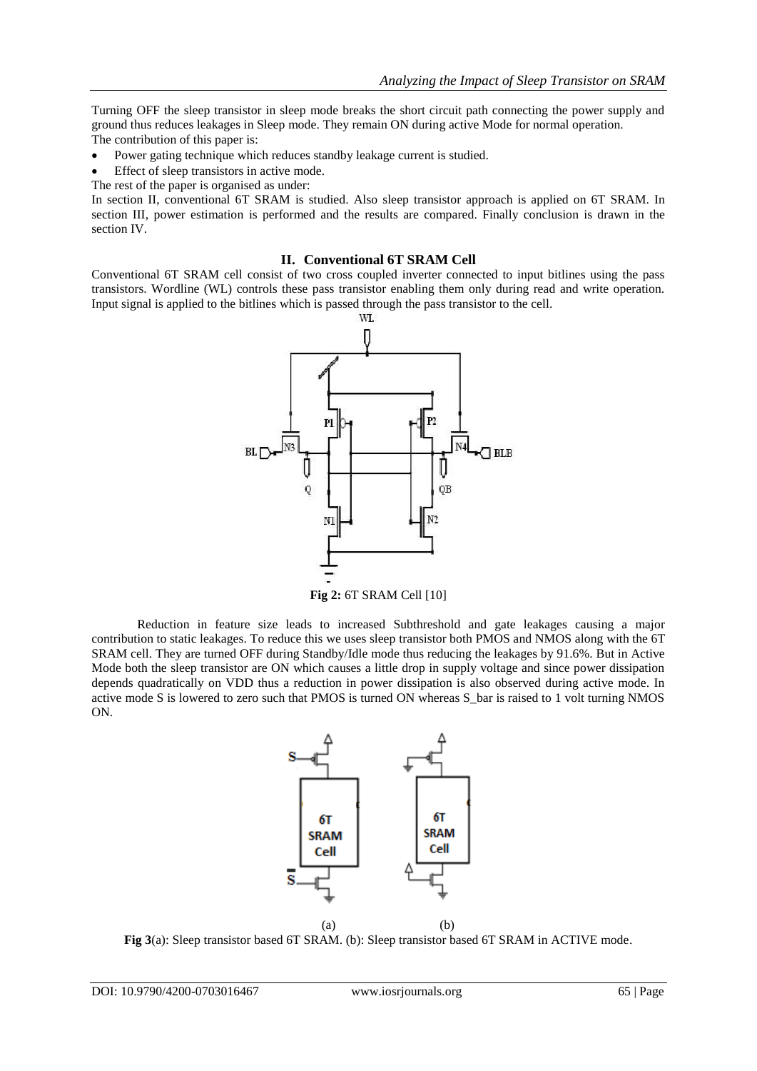Turning OFF the sleep transistor in sleep mode breaks the short circuit path connecting the power supply and ground thus reduces leakages in Sleep mode. They remain ON during active Mode for normal operation.

The contribution of this paper is:

- Power gating technique which reduces standby leakage current is studied.
- Effect of sleep transistors in active mode.

The rest of the paper is organised as under:

In section II, conventional 6T SRAM is studied. Also sleep transistor approach is applied on 6T SRAM. In section III, power estimation is performed and the results are compared. Finally conclusion is drawn in the section IV.

## II. Conventional 6T SRAM Cell

Conventional 6T SRAM cell consist of two cross coupled inverter connected to input bitlines using the pass transistors. Wordline (WL) controls these pass transistor enabling them only during read and write operation. Input signal is applied to the bitlines which is passed through the pass transistor to the cell.

**Fig 2:** 6T SRAM Cell [10]

Reduction in feature size leads to increased Subthreshold and gate leakages causing a major contribution to static leakages. To reduce this we uses sleep transistor both PMOS and NMOS along with the 6T SRAM cell. They are turned OFF during Standby/Idle mode thus reducing the leakages by 91.6%. But in Active Mode both the sleep transistor are ON which causes a little drop in supply voltage and since power dissipation depends quadratically on VDD thus a reduction in power dissipation is also observed during active mode. In active mode S is lowered to zero such that PMOS is turned ON whereas S_bar is raised to 1 volt turning NMOS ON.

(a) (b)

**Fig 3**(a): Sleep transistor based 6T SRAM. (b): Sleep transistor based 6T SRAM in ACTIVE mode.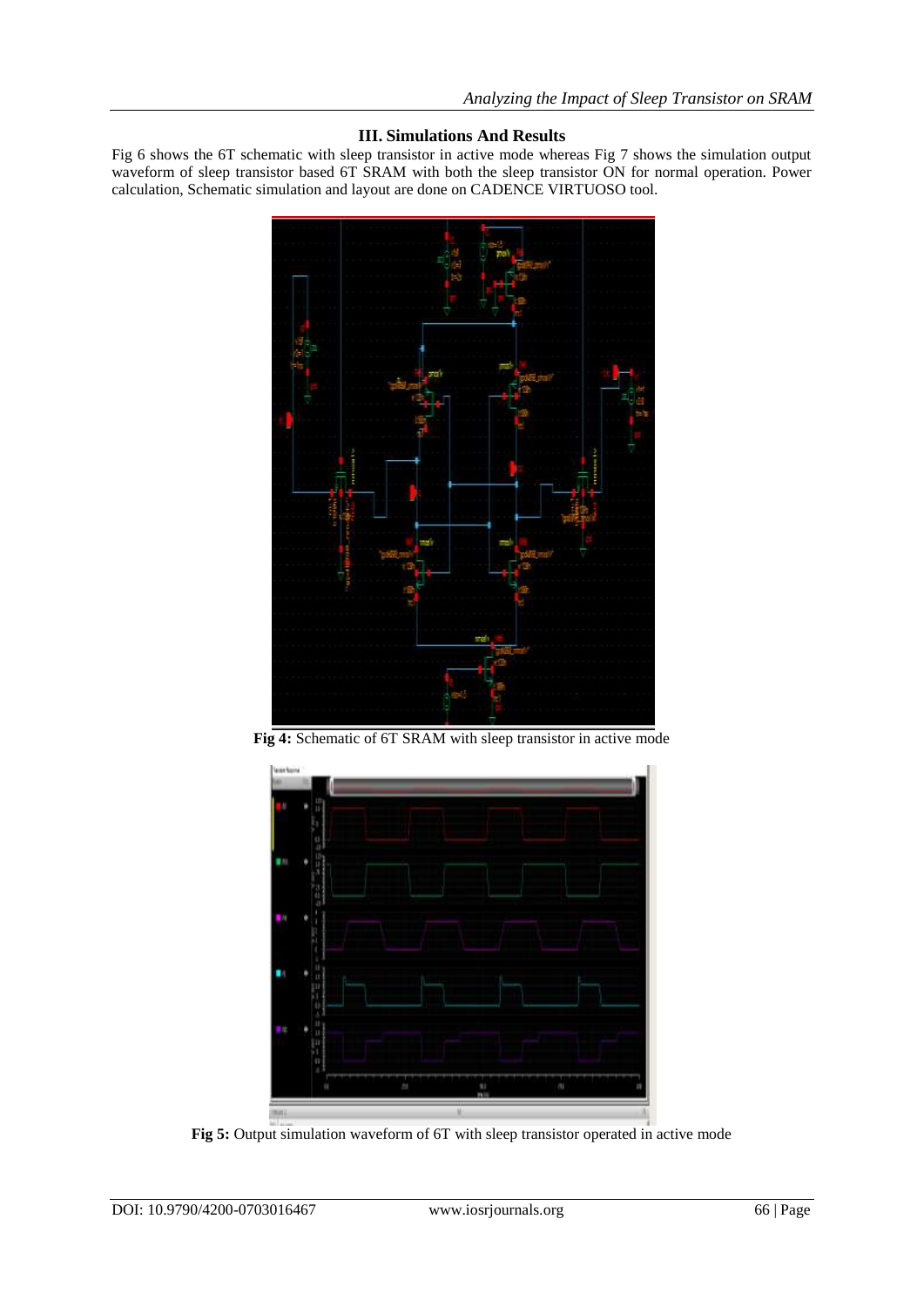### III. Simulations And Results

Fig 6 shows the 6T schematic with sleep transistor in active mode whereas Fig 7 shows the simulation output waveform of sleep transistor based 6T SRAM with both the sleep transistor ON for normal operation. Power calculation, Schematic simulation and layout are done on CADENCE VIRTUOSO tool.

**Fig 4:** Schematic of 6T SRAM with sleep transistor in active mode

**Fig 5:** Output simulation waveform of 6T with sleep transistor operated in active mode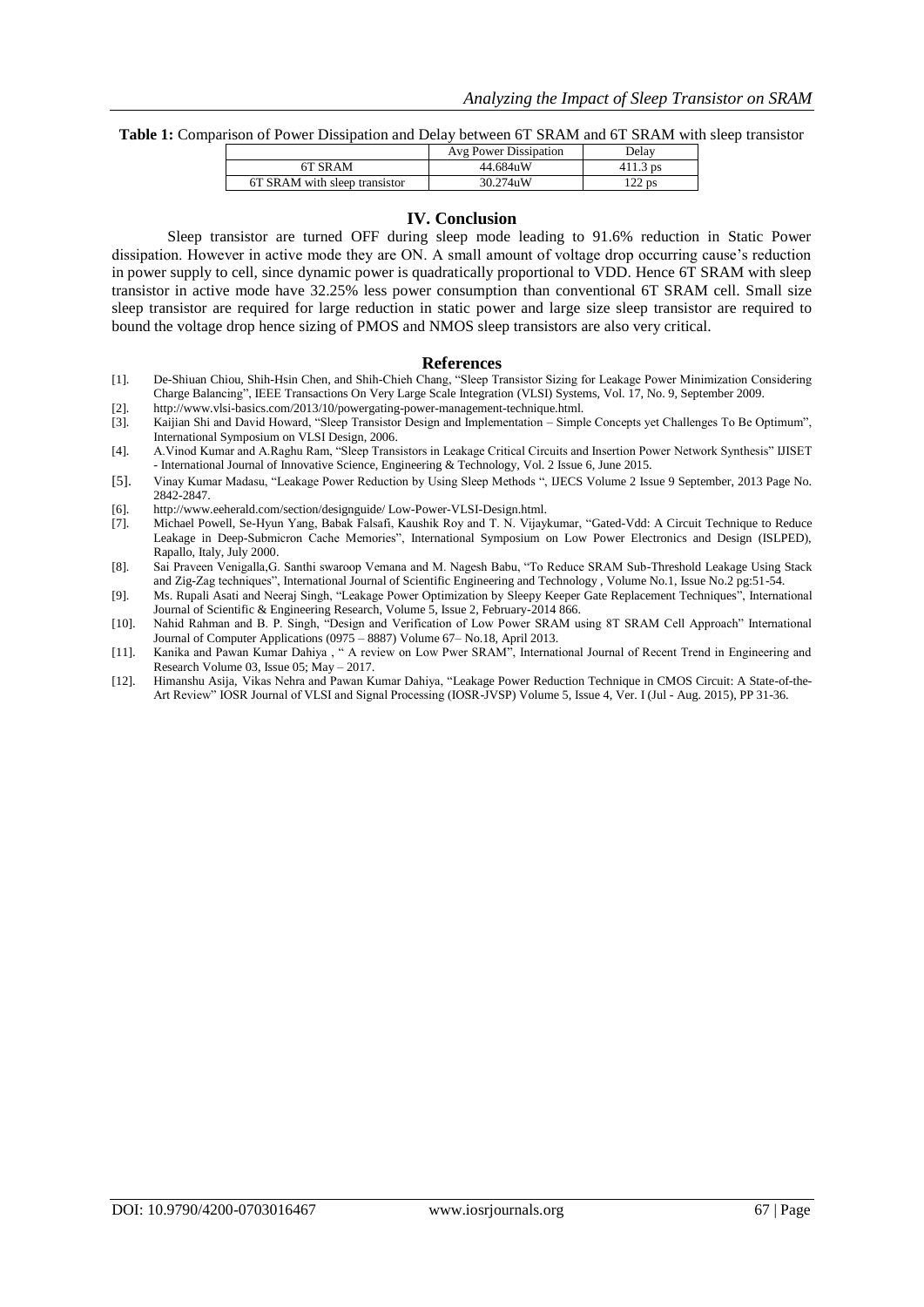**Table 1:** Comparison of Power Dissipation and Delay between 6T SRAM and 6T SRAM with sleep transistor

| | Avg Power Dissipation | Delay |
|---|---|---|
| 6T SRAM | 44.684uW | 411.3 ps |
| 6T SRAM with sleep transistor | 30.274uW | 122 ps |

## IV. Conclusion

Sleep transistor are turned OFF during sleep mode leading to 91.6% reduction in Static Power dissipation. However in active mode they are ON. A small amount of voltage drop occurring cause's reduction in power supply to cell, since dynamic power is quadratically proportional to VDD. Hence 6T SRAM with sleep transistor in active mode have 32.25% less power consumption than conventional 6T SRAM cell. Small size sleep transistor are required for large reduction in static power and large size sleep transistor are required to bound the voltage drop hence sizing of PMOS and NMOS sleep transistors are also very critical.

## References

[1]. De-Shiuan Chiou, Shih-Hsin Chen, and Shih-Chieh Chang, "Sleep Transistor Sizing for Leakage Power Minimization Considering Charge Balancing", IEEE Transactions On Very Large Scale Integration (VLSI) Systems, Vol. 17, No. 9, September 2009.

[2]. http://www.vlsi-basics.com/2013/10/powergating-power-management-technique.html.

[3]. Kaijian Shi and David Howard, "Sleep Transistor Design and Implementation – Simple Concepts yet Challenges To Be Optimum", International Symposium on VLSI Design, 2006.

[4]. A.Vinod Kumar and A.Raghu Ram, "Sleep Transistors in Leakage Critical Circuits and Insertion Power Network Synthesis" IJISET - International Journal of Innovative Science, Engineering & Technology, Vol. 2 Issue 6, June 2015.

[5]. Vinay Kumar Madasu, "Leakage Power Reduction by Using Sleep Methods ", IJECS Volume 2 Issue 9 September, 2013 Page No. 2842-2847.

[6]. http://www.eeherald.com/section/designguide/ Low-Power-VLSI-Design.html.

[7]. Michael Powell, Se-Hyun Yang, Babak Falsafi, Kaushik Roy and T. N. Vijaykumar, "Gated-Vdd: A Circuit Technique to Reduce Leakage in Deep-Submicron Cache Memories", International Symposium on Low Power Electronics and Design (ISLPED), Rapallo, Italy, July 2000.

[8]. Sai Praveen Venigalla,G. Santhi swaroop Vemana and M. Nagesh Babu, "To Reduce SRAM Sub-Threshold Leakage Using Stack and Zig-Zag techniques", International Journal of Scientific Engineering and Technology , Volume No.1, Issue No.2 pg:51-54.

[9]. Ms. Rupali Asati and Neeraj Singh, "Leakage Power Optimization by Sleepy Keeper Gate Replacement Techniques", International Journal of Scientific & Engineering Research, Volume 5, Issue 2, February-2014 866.

[10]. Nahid Rahman and B. P. Singh, "Design and Verification of Low Power SRAM using 8T SRAM Cell Approach" International Journal of Computer Applications (0975 – 8887) Volume 67– No.18, April 2013.

[11]. Kanika and Pawan Kumar Dahiya , " A review on Low Pwer SRAM", International Journal of Recent Trend in Engineering and Research Volume 03, Issue 05; May – 2017.

[12]. Himanshu Asija, Vikas Nehra and Pawan Kumar Dahiya, "Leakage Power Reduction Technique in CMOS Circuit: A State-of-the-Art Review" IOSR Journal of VLSI and Signal Processing (IOSR-JVSP) Volume 5, Issue 4, Ver. I (Jul - Aug. 2015), PP 31-36.